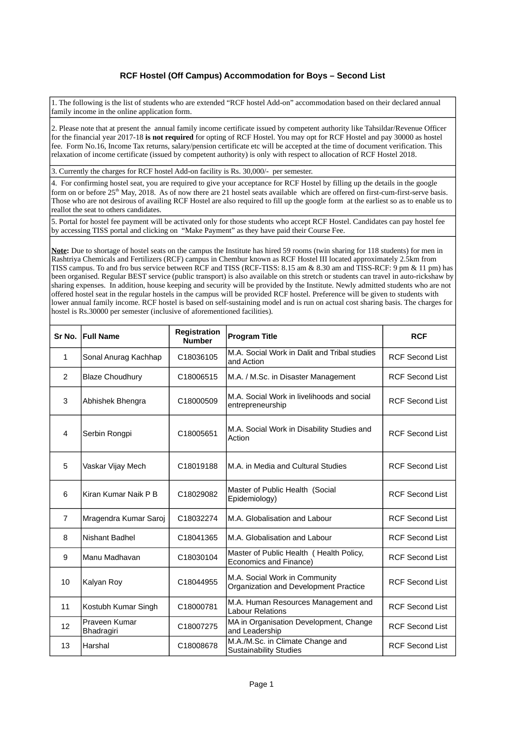## RCF Hostel (Off Campus) Accommodation for Boys – Second List

1. The following is the list of students who are extended "RCF hostel Add-on" accommodation based on their declared annual family income in the online application form.

2. Please note that at present the annual family income certificate issued by competent authority like Tahsildar/Revenue Officer for the financial year 2017-18 **is not required** for opting of RCF Hostel. You may opt for RCF Hostel and pay 30000 as hostel fee. Form No.16, Income Tax returns, salary/pension certificate etc will be accepted at the time of document verification. This relaxation of income certificate (issued by competent authority) is only with respect to allocation of RCF Hostel 2018.

3. Currently the charges for RCF hostel Add-on facility is Rs. 30,000/- per semester.

4. For confirming hostel seat, you are required to give your acceptance for RCF Hostel by filling up the details in the google form on or before 25th May, 2018. As of now there are 21 hostel seats available which are offered on first-cum-first-serve basis. Those who are not desirous of availing RCF Hostel are also required to fill up the google form at the earliest so as to enable us to reallot the seat to others candidates.

5. Portal for hostel fee payment will be activated only for those students who accept RCF Hostel. Candidates can pay hostel fee by accessing TISS portal and clicking on "Make Payment" as they have paid their Course Fee.

**Note:** Due to shortage of hostel seats on the campus the Institute has hired 59 rooms (twin sharing for 118 students) for men in Rashtriya Chemicals and Fertilizers (RCF) campus in Chembur known as RCF Hostel III located approximately 2.5km from TISS campus. To and fro bus service between RCF and TISS (RCF-TISS: 8.15 am & 8.30 am and TISS-RCF: 9 pm & 11 pm) has been organised. Regular BEST service (public transport) is also available on this stretch or students can travel in auto-rickshaw by sharing expenses. In addition, house keeping and security will be provided by the Institute. Newly admitted students who are not offered hostel seat in the regular hostels in the campus will be provided RCF hostel. Preference will be given to students with lower annual family income. RCF hostel is based on self-sustaining model and is run on actual cost sharing basis. The charges for hostel is Rs.30000 per semester (inclusive of aforementioned facilities).

| Sr No. | Full Name | Registration Number | Program Title | RCF |
|---|---|---|---|---|
| 1 | Sonal Anurag Kachhap | C18036105 | M.A. Social Work in Dalit and Tribal studies and Action | RCF Second List |
| 2 | Blaze Choudhury | C18006515 | M.A. / M.Sc. in Disaster Management | RCF Second List |
| 3 | Abhishek Bhengra | C18000509 | M.A. Social Work in livelihoods and social entrepreneurship | RCF Second List |
| 4 | Serbin Rongpi | C18005651 | M.A. Social Work in Disability Studies and Action | RCF Second List |
| 5 | Vaskar Vijay Mech | C18019188 | M.A. in Media and Cultural Studies | RCF Second List |
| 6 | Kiran Kumar Naik P B | C18029082 | Master of Public Health (Social Epidemiology) | RCF Second List |
| 7 | Mragendra Kumar Saroj | C18032274 | M.A. Globalisation and Labour | RCF Second List |
| 8 | Nishant Badhel | C18041365 | M.A. Globalisation and Labour | RCF Second List |
| 9 | Manu Madhavan | C18030104 | Master of Public Health ( Health Policy, Economics and Finance) | RCF Second List |
| 10 | Kalyan Roy | C18044955 | M.A. Social Work in Community Organization and Development Practice | RCF Second List |
| 11 | Kostubh Kumar Singh | C18000781 | M.A. Human Resources Management and Labour Relations | RCF Second List |
| 12 | Praveen Kumar Bhadragiri | C18007275 | MA in Organisation Development, Change and Leadership | RCF Second List |
| 13 | Harshal | C18008678 | M.A./M.Sc. in Climate Change and Sustainability Studies | RCF Second List |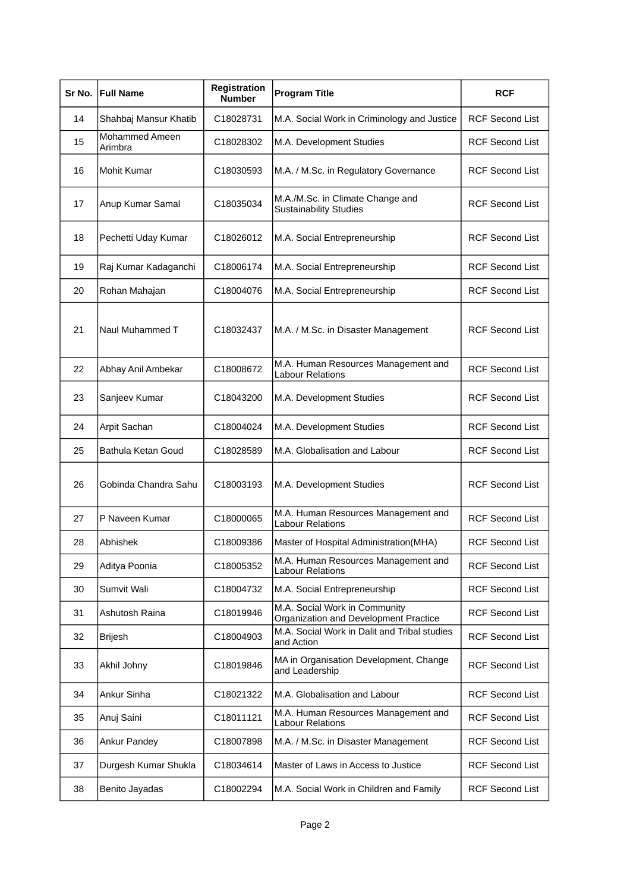| Sr No. | Full Name | Registration Number | Program Title | RCF |
|---|---|---|---|---|
| 14 | Shahbaj Mansur Khatib | C18028731 | M.A. Social Work in Criminology and Justice | RCF Second List |
| 15 | Mohammed Ameen Arimbra | C18028302 | M.A. Development Studies | RCF Second List |
| 16 | Mohit Kumar | C18030593 | M.A. / M.Sc. in Regulatory Governance | RCF Second List |
| 17 | Anup Kumar Samal | C18035034 | M.A./M.Sc. in Climate Change and Sustainability Studies | RCF Second List |
| 18 | Pechetti Uday Kumar | C18026012 | M.A. Social Entrepreneurship | RCF Second List |
| 19 | Raj Kumar Kadaganchi | C18006174 | M.A. Social Entrepreneurship | RCF Second List |
| 20 | Rohan Mahajan | C18004076 | M.A. Social Entrepreneurship | RCF Second List |
| 21 | Naul Muhammed T | C18032437 | M.A. / M.Sc. in Disaster Management | RCF Second List |
| 22 | Abhay Anil Ambekar | C18008672 | M.A. Human Resources Management and Labour Relations | RCF Second List |
| 23 | Sanjeev Kumar | C18043200 | M.A. Development Studies | RCF Second List |
| 24 | Arpit Sachan | C18004024 | M.A. Development Studies | RCF Second List |
| 25 | Bathula Ketan Goud | C18028589 | M.A. Globalisation and Labour | RCF Second List |
| 26 | Gobinda Chandra Sahu | C18003193 | M.A. Development Studies | RCF Second List |
| 27 | P Naveen Kumar | C18000065 | M.A. Human Resources Management and Labour Relations | RCF Second List |
| 28 | Abhishek | C18009386 | Master of Hospital Administration(MHA) | RCF Second List |
| 29 | Aditya Poonia | C18005352 | M.A. Human Resources Management and Labour Relations | RCF Second List |
| 30 | Sumvit Wali | C18004732 | M.A. Social Entrepreneurship | RCF Second List |
| 31 | Ashutosh Raina | C18019946 | M.A. Social Work in Community Organization and Development Practice | RCF Second List |
| 32 | Brijesh | C18004903 | M.A. Social Work in Dalit and Tribal studies and Action | RCF Second List |
| 33 | Akhil Johny | C18019846 | MA in Organisation Development, Change and Leadership | RCF Second List |
| 34 | Ankur Sinha | C18021322 | M.A. Globalisation and Labour | RCF Second List |
| 35 | Anuj Saini | C18011121 | M.A. Human Resources Management and Labour Relations | RCF Second List |
| 36 | Ankur Pandey | C18007898 | M.A. / M.Sc. in Disaster Management | RCF Second List |
| 37 | Durgesh Kumar Shukla | C18034614 | Master of Laws in Access to Justice | RCF Second List |
| 38 | Benito Jayadas | C18002294 | M.A. Social Work in Children and Family | RCF Second List |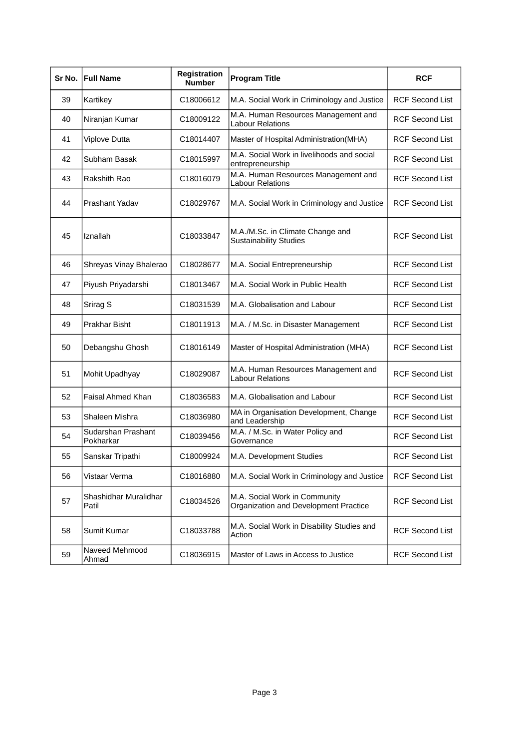| Sr No. | Full Name | Registration Number | Program Title | RCF |
|---|---|---|---|---|
| 39 | Kartikey | C18006612 | M.A. Social Work in Criminology and Justice | RCF Second List |
| 40 | Niranjan Kumar | C18009122 | M.A. Human Resources Management and Labour Relations | RCF Second List |
| 41 | Viplove Dutta | C18014407 | Master of Hospital Administration(MHA) | RCF Second List |
| 42 | Subham Basak | C18015997 | M.A. Social Work in livelihoods and social entrepreneurship | RCF Second List |
| 43 | Rakshith Rao | C18016079 | M.A. Human Resources Management and Labour Relations | RCF Second List |
| 44 | Prashant Yadav | C18029767 | M.A. Social Work in Criminology and Justice | RCF Second List |
| 45 | Iznallah | C18033847 | M.A./M.Sc. in Climate Change and Sustainability Studies | RCF Second List |
| 46 | Shreyas Vinay Bhalerao | C18028677 | M.A. Social Entrepreneurship | RCF Second List |
| 47 | Piyush Priyadarshi | C18013467 | M.A. Social Work in Public Health | RCF Second List |
| 48 | Srirag S | C18031539 | M.A. Globalisation and Labour | RCF Second List |
| 49 | Prakhar Bisht | C18011913 | M.A. / M.Sc. in Disaster Management | RCF Second List |
| 50 | Debangshu Ghosh | C18016149 | Master of Hospital Administration (MHA) | RCF Second List |
| 51 | Mohit Upadhyay | C18029087 | M.A. Human Resources Management and Labour Relations | RCF Second List |
| 52 | Faisal Ahmed Khan | C18036583 | M.A. Globalisation and Labour | RCF Second List |
| 53 | Shaleen Mishra | C18036980 | MA in Organisation Development, Change and Leadership | RCF Second List |
| 54 | Sudarshan Prashant Pokharkar | C18039456 | M.A. / M.Sc. in Water Policy and Governance | RCF Second List |
| 55 | Sanskar Tripathi | C18009924 | M.A. Development Studies | RCF Second List |
| 56 | Vistaar Verma | C18016880 | M.A. Social Work in Criminology and Justice | RCF Second List |
| 57 | Shashidhar Muralidhar Patil | C18034526 | M.A. Social Work in Community Organization and Development Practice | RCF Second List |
| 58 | Sumit Kumar | C18033788 | M.A. Social Work in Disability Studies and Action | RCF Second List |
| 59 | Naveed Mehmood Ahmad | C18036915 | Master of Laws in Access to Justice | RCF Second List |